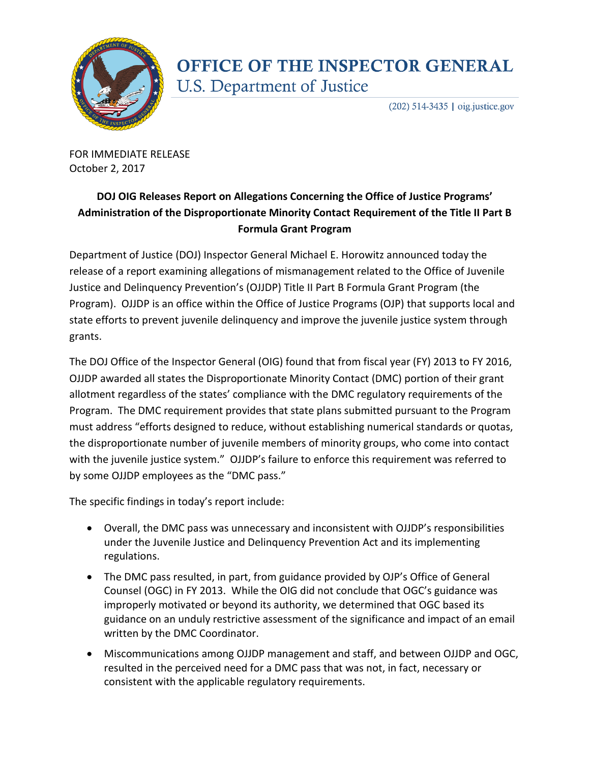# OFFICE OF THE INSPECTOR GENERAL

U.S. Department of Justice

(202) 514-3435 | oig.justice.gov

FOR IMMEDIATE RELEASE
October 2, 2017

**DOJ OIG Releases Report on Allegations Concerning the Office of Justice Programs' Administration of the Disproportionate Minority Contact Requirement of the Title II Part B Formula Grant Program**

Department of Justice (DOJ) Inspector General Michael E. Horowitz announced today the release of a report examining allegations of mismanagement related to the Office of Juvenile Justice and Delinquency Prevention's (OJJDP) Title II Part B Formula Grant Program (the Program). OJJDP is an office within the Office of Justice Programs (OJP) that supports local and state efforts to prevent juvenile delinquency and improve the juvenile justice system through grants.

The DOJ Office of the Inspector General (OIG) found that from fiscal year (FY) 2013 to FY 2016, OJJDP awarded all states the Disproportionate Minority Contact (DMC) portion of their grant allotment regardless of the states' compliance with the DMC regulatory requirements of the Program. The DMC requirement provides that state plans submitted pursuant to the Program must address "efforts designed to reduce, without establishing numerical standards or quotas, the disproportionate number of juvenile members of minority groups, who come into contact with the juvenile justice system." OJJDP's failure to enforce this requirement was referred to by some OJJDP employees as the "DMC pass."

The specific findings in today's report include:

- Overall, the DMC pass was unnecessary and inconsistent with OJJDP's responsibilities under the Juvenile Justice and Delinquency Prevention Act and its implementing regulations.
- The DMC pass resulted, in part, from guidance provided by OJP's Office of General Counsel (OGC) in FY 2013. While the OIG did not conclude that OGC's guidance was improperly motivated or beyond its authority, we determined that OGC based its guidance on an unduly restrictive assessment of the significance and impact of an email written by the DMC Coordinator.
- Miscommunications among OJJDP management and staff, and between OJJDP and OGC, resulted in the perceived need for a DMC pass that was not, in fact, necessary or consistent with the applicable regulatory requirements.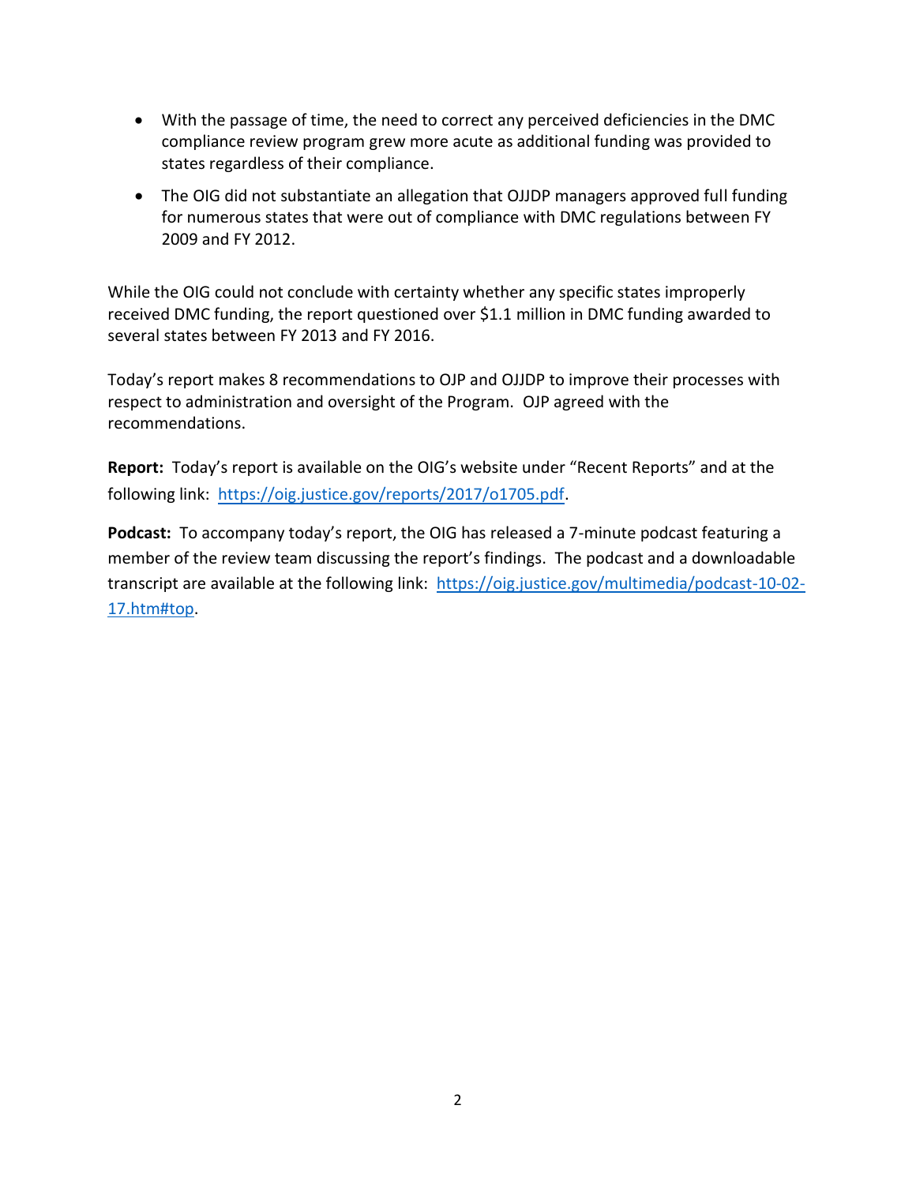- With the passage of time, the need to correct any perceived deficiencies in the DMC compliance review program grew more acute as additional funding was provided to states regardless of their compliance.
- The OIG did not substantiate an allegation that OJJDP managers approved full funding for numerous states that were out of compliance with DMC regulations between FY 2009 and FY 2012.

While the OIG could not conclude with certainty whether any specific states improperly received DMC funding, the report questioned over $1.1 million in DMC funding awarded to several states between FY 2013 and FY 2016.

Today's report makes 8 recommendations to OJP and OJJDP to improve their processes with respect to administration and oversight of the Program. OJP agreed with the recommendations.

**Report:** Today's report is available on the OIG's website under "Recent Reports" and at the following link: https://oig.justice.gov/reports/2017/o1705.pdf.

**Podcast:** To accompany today's report, the OIG has released a 7-minute podcast featuring a member of the review team discussing the report's findings. The podcast and a downloadable transcript are available at the following link: https://oig.justice.gov/multimedia/podcast-10-02-17.htm#top.